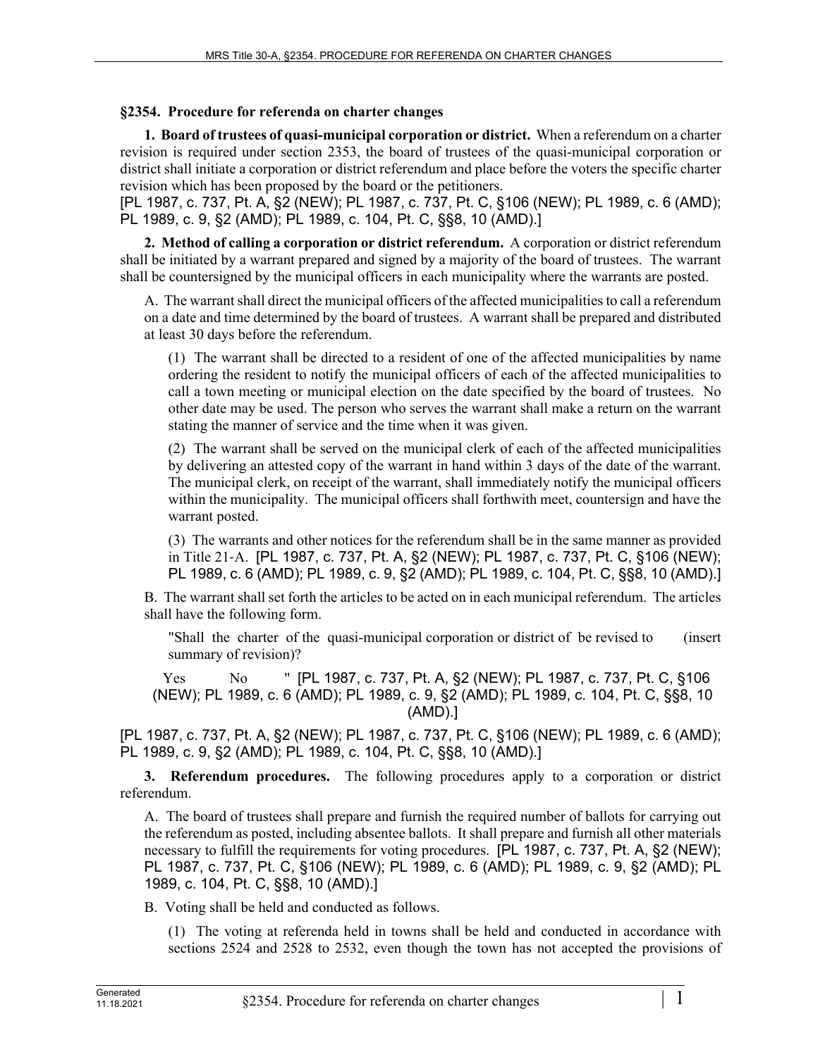## §2354. Procedure for referenda on charter changes

**1. Board of trustees of quasi-municipal corporation or district.** When a referendum on a charter revision is required under section 2353, the board of trustees of the quasi-municipal corporation or district shall initiate a corporation or district referendum and place before the voters the specific charter revision which has been proposed by the board or the petitioners.

[PL 1987, c. 737, Pt. A, §2 (NEW); PL 1987, c. 737, Pt. C, §106 (NEW); PL 1989, c. 6 (AMD); PL 1989, c. 9, §2 (AMD); PL 1989, c. 104, Pt. C, §§8, 10 (AMD).]

**2. Method of calling a corporation or district referendum.** A corporation or district referendum shall be initiated by a warrant prepared and signed by a majority of the board of trustees. The warrant shall be countersigned by the municipal officers in each municipality where the warrants are posted.

A. The warrant shall direct the municipal officers of the affected municipalities to call a referendum on a date and time determined by the board of trustees. A warrant shall be prepared and distributed at least 30 days before the referendum.

(1) The warrant shall be directed to a resident of one of the affected municipalities by name ordering the resident to notify the municipal officers of each of the affected municipalities to call a town meeting or municipal election on the date specified by the board of trustees. No other date may be used. The person who serves the warrant shall make a return on the warrant stating the manner of service and the time when it was given.

(2) The warrant shall be served on the municipal clerk of each of the affected municipalities by delivering an attested copy of the warrant in hand within 3 days of the date of the warrant. The municipal clerk, on receipt of the warrant, shall immediately notify the municipal officers within the municipality. The municipal officers shall forthwith meet, countersign and have the warrant posted.

(3) The warrants and other notices for the referendum shall be in the same manner as provided in Title 21-A. [PL 1987, c. 737, Pt. A, §2 (NEW); PL 1987, c. 737, Pt. C, §106 (NEW); PL 1989, c. 6 (AMD); PL 1989, c. 9, §2 (AMD); PL 1989, c. 104, Pt. C, §§8, 10 (AMD).]

B. The warrant shall set forth the articles to be acted on in each municipal referendum. The articles shall have the following form.

"Shall the charter of the quasi-municipal corporation or district of be revised to (insert summary of revision)?

Yes No " [PL 1987, c. 737, Pt. A, §2 (NEW); PL 1987, c. 737, Pt. C, §106 (NEW); PL 1989, c. 6 (AMD); PL 1989, c. 9, §2 (AMD); PL 1989, c. 104, Pt. C, §§8, 10 (AMD).]

[PL 1987, c. 737, Pt. A, §2 (NEW); PL 1987, c. 737, Pt. C, §106 (NEW); PL 1989, c. 6 (AMD); PL 1989, c. 9, §2 (AMD); PL 1989, c. 104, Pt. C, §§8, 10 (AMD).]

**3. Referendum procedures.** The following procedures apply to a corporation or district referendum.

A. The board of trustees shall prepare and furnish the required number of ballots for carrying out the referendum as posted, including absentee ballots. It shall prepare and furnish all other materials necessary to fulfill the requirements for voting procedures. [PL 1987, c. 737, Pt. A, §2 (NEW); PL 1987, c. 737, Pt. C, §106 (NEW); PL 1989, c. 6 (AMD); PL 1989, c. 9, §2 (AMD); PL 1989, c. 104, Pt. C, §§8, 10 (AMD).]

B. Voting shall be held and conducted as follows.

(1) The voting at referenda held in towns shall be held and conducted in accordance with sections 2524 and 2528 to 2532, even though the town has not accepted the provisions of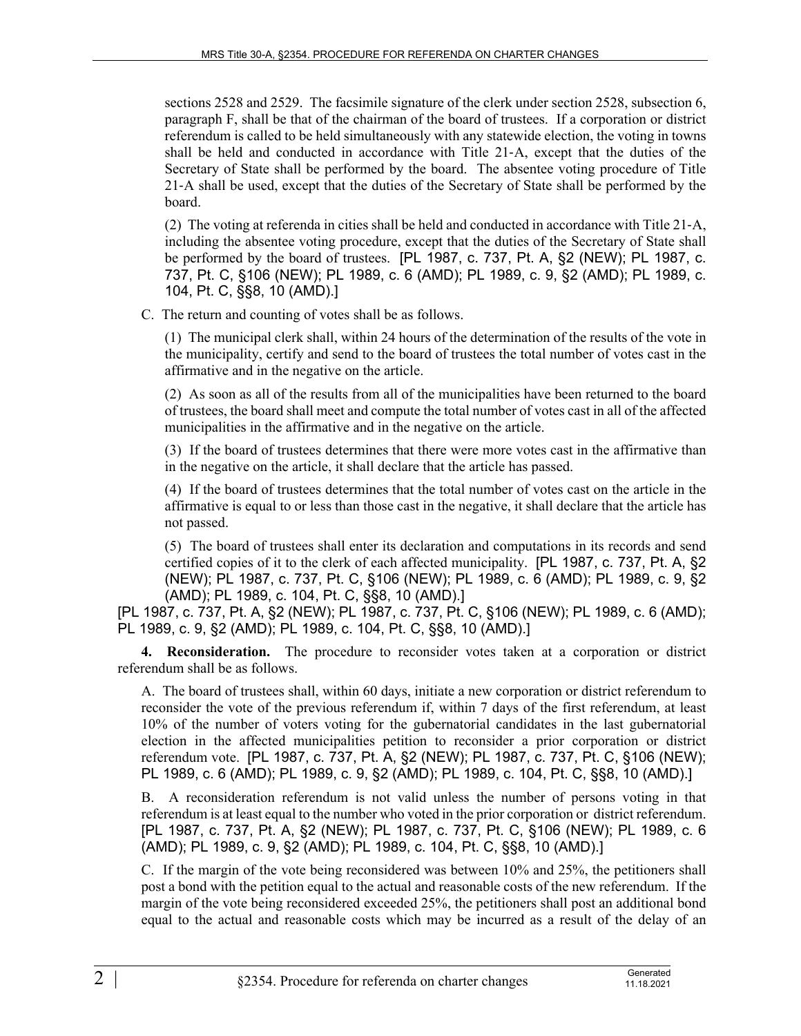sections 2528 and 2529. The facsimile signature of the clerk under section 2528, subsection 6, paragraph F, shall be that of the chairman of the board of trustees. If a corporation or district referendum is called to be held simultaneously with any statewide election, the voting in towns shall be held and conducted in accordance with Title 21-A, except that the duties of the Secretary of State shall be performed by the board. The absentee voting procedure of Title 21-A shall be used, except that the duties of the Secretary of State shall be performed by the board.

(2) The voting at referenda in cities shall be held and conducted in accordance with Title 21-A, including the absentee voting procedure, except that the duties of the Secretary of State shall be performed by the board of trustees. [PL 1987, c. 737, Pt. A, §2 (NEW); PL 1987, c. 737, Pt. C, §106 (NEW); PL 1989, c. 6 (AMD); PL 1989, c. 9, §2 (AMD); PL 1989, c. 104, Pt. C, §§8, 10 (AMD).]

C. The return and counting of votes shall be as follows.

(1) The municipal clerk shall, within 24 hours of the determination of the results of the vote in the municipality, certify and send to the board of trustees the total number of votes cast in the affirmative and in the negative on the article.

(2) As soon as all of the results from all of the municipalities have been returned to the board of trustees, the board shall meet and compute the total number of votes cast in all of the affected municipalities in the affirmative and in the negative on the article.

(3) If the board of trustees determines that there were more votes cast in the affirmative than in the negative on the article, it shall declare that the article has passed.

(4) If the board of trustees determines that the total number of votes cast on the article in the affirmative is equal to or less than those cast in the negative, it shall declare that the article has not passed.

(5) The board of trustees shall enter its declaration and computations in its records and send certified copies of it to the clerk of each affected municipality. [PL 1987, c. 737, Pt. A, §2 (NEW); PL 1987, c. 737, Pt. C, §106 (NEW); PL 1989, c. 6 (AMD); PL 1989, c. 9, §2 (AMD); PL 1989, c. 104, Pt. C, §§8, 10 (AMD).]

[PL 1987, c. 737, Pt. A, §2 (NEW); PL 1987, c. 737, Pt. C, §106 (NEW); PL 1989, c. 6 (AMD); PL 1989, c. 9, §2 (AMD); PL 1989, c. 104, Pt. C, §§8, 10 (AMD).]

**4. Reconsideration.** The procedure to reconsider votes taken at a corporation or district referendum shall be as follows.

A. The board of trustees shall, within 60 days, initiate a new corporation or district referendum to reconsider the vote of the previous referendum if, within 7 days of the first referendum, at least 10% of the number of voters voting for the gubernatorial candidates in the last gubernatorial election in the affected municipalities petition to reconsider a prior corporation or district referendum vote. [PL 1987, c. 737, Pt. A, §2 (NEW); PL 1987, c. 737, Pt. C, §106 (NEW); PL 1989, c. 6 (AMD); PL 1989, c. 9, §2 (AMD); PL 1989, c. 104, Pt. C, §§8, 10 (AMD).]

B. A reconsideration referendum is not valid unless the number of persons voting in that referendum is at least equal to the number who voted in the prior corporation or district referendum. [PL 1987, c. 737, Pt. A, §2 (NEW); PL 1987, c. 737, Pt. C, §106 (NEW); PL 1989, c. 6 (AMD); PL 1989, c. 9, §2 (AMD); PL 1989, c. 104, Pt. C, §§8, 10 (AMD).]

C. If the margin of the vote being reconsidered was between 10% and 25%, the petitioners shall post a bond with the petition equal to the actual and reasonable costs of the new referendum. If the margin of the vote being reconsidered exceeded 25%, the petitioners shall post an additional bond equal to the actual and reasonable costs which may be incurred as a result of the delay of an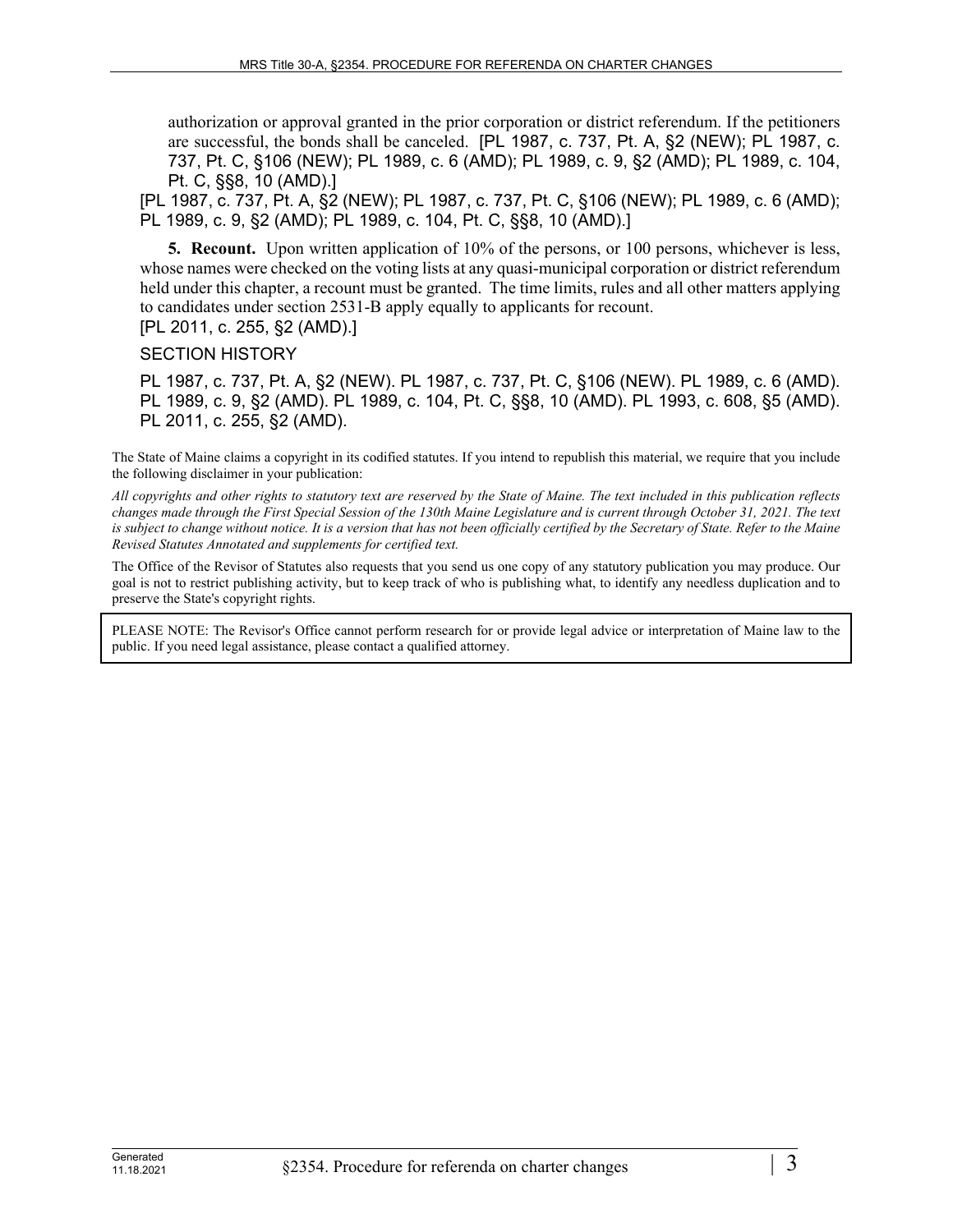authorization or approval granted in the prior corporation or district referendum. If the petitioners are successful, the bonds shall be canceled. [PL 1987, c. 737, Pt. A, §2 (NEW); PL 1987, c. 737, Pt. C, §106 (NEW); PL 1989, c. 6 (AMD); PL 1989, c. 9, §2 (AMD); PL 1989, c. 104, Pt. C, §§8, 10 (AMD).]

[PL 1987, c. 737, Pt. A, §2 (NEW); PL 1987, c. 737, Pt. C, §106 (NEW); PL 1989, c. 6 (AMD); PL 1989, c. 9, §2 (AMD); PL 1989, c. 104, Pt. C, §§8, 10 (AMD).]

**5. Recount.** Upon written application of 10% of the persons, or 100 persons, whichever is less, whose names were checked on the voting lists at any quasi-municipal corporation or district referendum held under this chapter, a recount must be granted. The time limits, rules and all other matters applying to candidates under section 2531-B apply equally to applicants for recount.

[PL 2011, c. 255, §2 (AMD).]

SECTION HISTORY

PL 1987, c. 737, Pt. A, §2 (NEW). PL 1987, c. 737, Pt. C, §106 (NEW). PL 1989, c. 6 (AMD). PL 1989, c. 9, §2 (AMD). PL 1989, c. 104, Pt. C, §§8, 10 (AMD). PL 1993, c. 608, §5 (AMD). PL 2011, c. 255, §2 (AMD).

The State of Maine claims a copyright in its codified statutes. If you intend to republish this material, we require that you include the following disclaimer in your publication:

*All copyrights and other rights to statutory text are reserved by the State of Maine. The text included in this publication reflects changes made through the First Special Session of the 130th Maine Legislature and is current through October 31, 2021. The text is subject to change without notice. It is a version that has not been officially certified by the Secretary of State. Refer to the Maine Revised Statutes Annotated and supplements for certified text.*

The Office of the Revisor of Statutes also requests that you send us one copy of any statutory publication you may produce. Our goal is not to restrict publishing activity, but to keep track of who is publishing what, to identify any needless duplication and to preserve the State's copyright rights.

PLEASE NOTE: The Revisor's Office cannot perform research for or provide legal advice or interpretation of Maine law to the public. If you need legal assistance, please contact a qualified attorney.